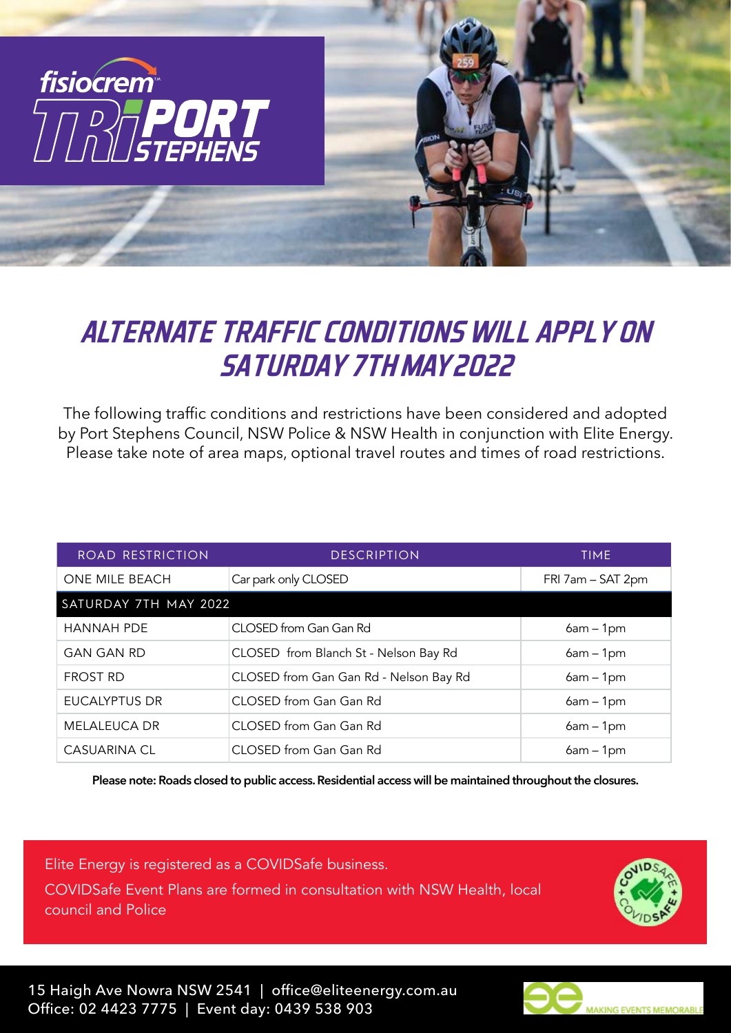# ALTERNATE TRAFFIC CONDITIONS WILL APPLY ON SATURDAY 7TH MAY 2022

The following traffic conditions and restrictions have been considered and adopted by Port Stephens Council, NSW Police & NSW Health in conjunction with Elite Energy. Please take note of area maps, optional travel routes and times of road restrictions.

| ROAD RESTRICTION | DESCRIPTION | TIME |
| --- | --- | --- |
| ONE MILE BEACH | Car park only CLOSED | FRI 7am – SAT 2pm |
| SATURDAY 7TH MAY 2022 | | |
| HANNAH PDE | CLOSED from Gan Gan Rd | 6am – 1pm |
| GAN GAN RD | CLOSED from Blanch St - Nelson Bay Rd | 6am – 1pm |
| FROST RD | CLOSED from Gan Gan Rd - Nelson Bay Rd | 6am – 1pm |
| EUCALYPTUS DR | CLOSED from Gan Gan Rd | 6am – 1pm |
| MELALEUCA DR | CLOSED from Gan Gan Rd | 6am – 1pm |
| CASUARINA CL | CLOSED from Gan Gan Rd | 6am – 1pm |

**Please note: Roads closed to public access. Residential access will be maintained throughout the closures.**

Elite Energy is registered as a COVIDSafe business.

COVIDSafe Event Plans are formed in consultation with NSW Health, local council and Police

15 Haigh Ave Nowra NSW 2541 | office@eliteenergy.com.au
Office: 02 4423 7775 | Event day: 0439 538 903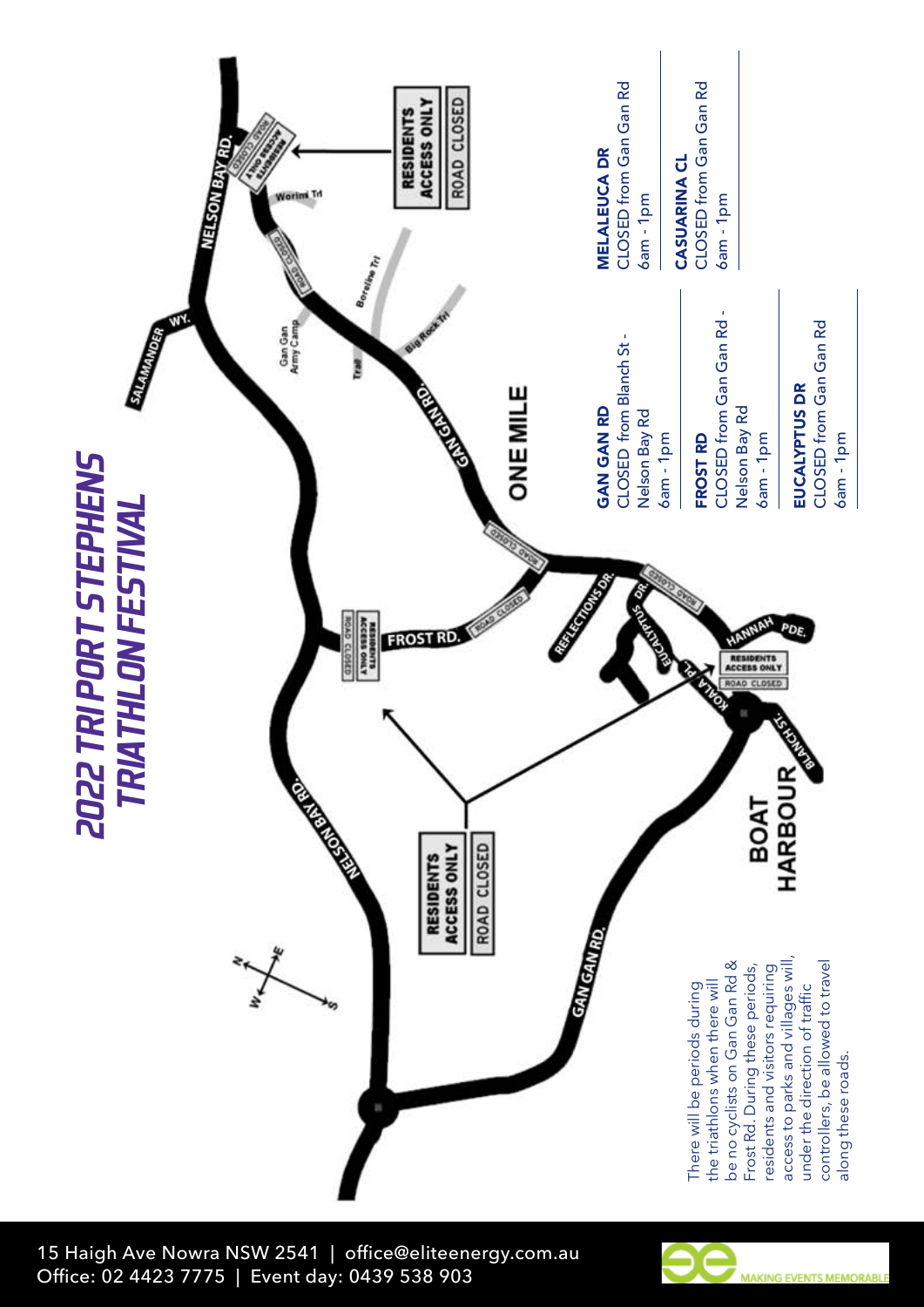# 2022 TRI PORT STEPHENS TRIATHLON FESTIVAL

NELSON BAY RD.

RESIDENTS ACCESS ONLY

ROAD CLOSED

Worimi Trl

Boreline Trl

SALAMANDER WY.

Gan Gan Army Camp

Trail

Big Rock Trl

GAN GAN RD.

ONE MILE

ROAD CLOSED

FROST RD.

RESIDENTS ACCESS ONLY

ROAD CLOSED

REFLECTIONS DR.

EUCALYPTUS DR.

HANNAH PDE.

KOALA PL.

BLANCH ST.

BOAT HARBOUR

RESIDENTS ACCESS ONLY

ROAD CLOSED

NELSON BAY RD.

GAN GAN RD.

N E S W

**GAN GAN RD**
CLOSED from Blanch St - Nelson Bay Rd
6am - 1pm

**MELALEUCA DR**
CLOSED from Gan Gan Rd
6am - 1pm

**FROST RD**
CLOSED from Gan Gan Rd - Nelson Bay Rd
6am - 1pm

**CASUARINA CL**
CLOSED from Gan Gan Rd
6am - 1pm

**EUCALYPTUS DR**
CLOSED from Gan Gan Rd
6am - 1pm

There will be periods during the triathlons when there will be no cyclists on Gan Gan Rd & Frost Rd. During these periods, residents and visitors requiring access to parks and villages will, under the direction of traffic controllers, be allowed to travel along these roads.

15 Haigh Ave Nowra NSW 2541 | office@eliteenergy.com.au
Office: 02 4423 7775 | Event day: 0439 538 903

MAKING EVENTS MEMORABLE